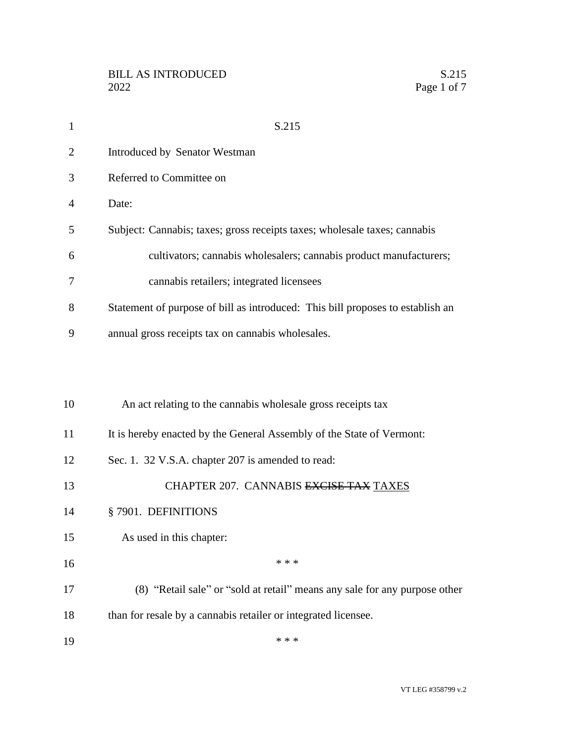S.215

Introduced by Senator Westman

Referred to Committee on

Date:

Subject: Cannabis; taxes; gross receipts taxes; wholesale taxes; cannabis cultivators; cannabis wholesalers; cannabis product manufacturers; cannabis retailers; integrated licensees

Statement of purpose of bill as introduced: This bill proposes to establish an annual gross receipts tax on cannabis wholesales.

An act relating to the cannabis wholesale gross receipts tax

It is hereby enacted by the General Assembly of the State of Vermont:

Sec. 1. 32 V.S.A. chapter 207 is amended to read:

CHAPTER 207. CANNABIS ~~EXCISE TAX~~ TAXES

§ 7901. DEFINITIONS

As used in this chapter:

\* \* \*

(8) "Retail sale" or "sold at retail" means any sale for any purpose other than for resale by a cannabis retailer or integrated licensee.

\* \* \*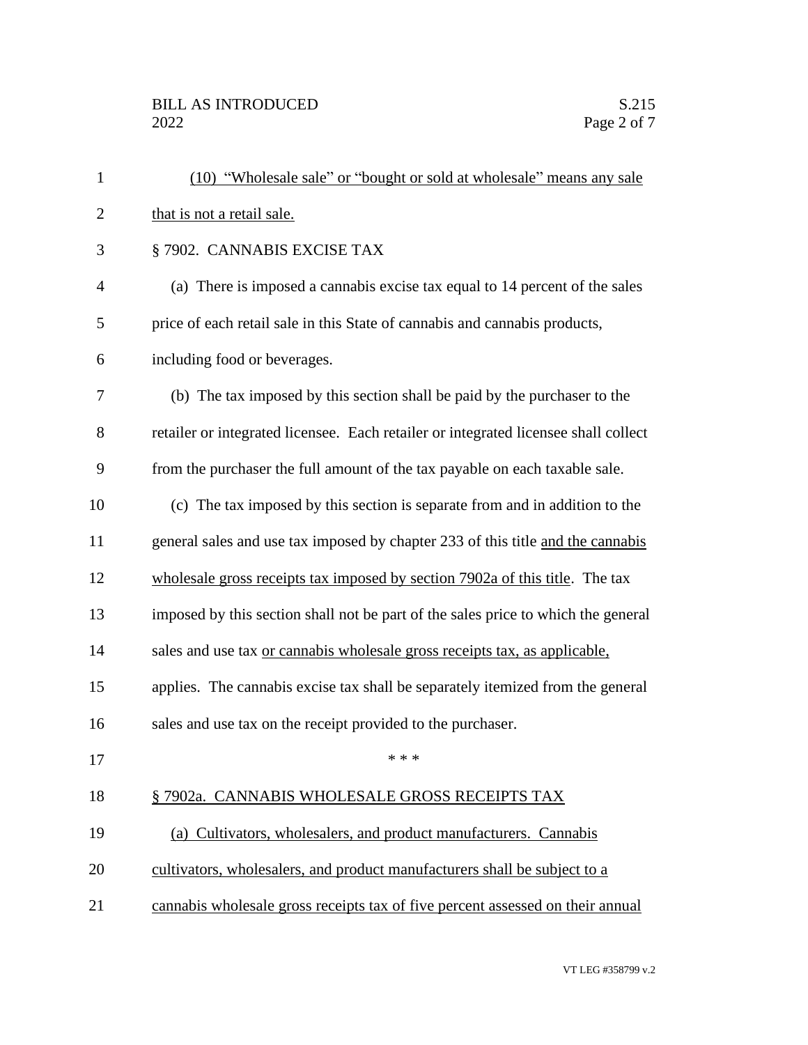(10) "Wholesale sale" or "bought or sold at wholesale" means any sale that is not a retail sale.

§ 7902. CANNABIS EXCISE TAX

(a) There is imposed a cannabis excise tax equal to 14 percent of the sales price of each retail sale in this State of cannabis and cannabis products, including food or beverages.

(b) The tax imposed by this section shall be paid by the purchaser to the retailer or integrated licensee. Each retailer or integrated licensee shall collect from the purchaser the full amount of the tax payable on each taxable sale.

(c) The tax imposed by this section is separate from and in addition to the general sales and use tax imposed by chapter 233 of this title and the cannabis wholesale gross receipts tax imposed by section 7902a of this title. The tax imposed by this section shall not be part of the sales price to which the general sales and use tax or cannabis wholesale gross receipts tax, as applicable, applies. The cannabis excise tax shall be separately itemized from the general sales and use tax on the receipt provided to the purchaser.

\* \* \*

§ 7902a. CANNABIS WHOLESALE GROSS RECEIPTS TAX

(a) Cultivators, wholesalers, and product manufacturers. Cannabis cultivators, wholesalers, and product manufacturers shall be subject to a cannabis wholesale gross receipts tax of five percent assessed on their annual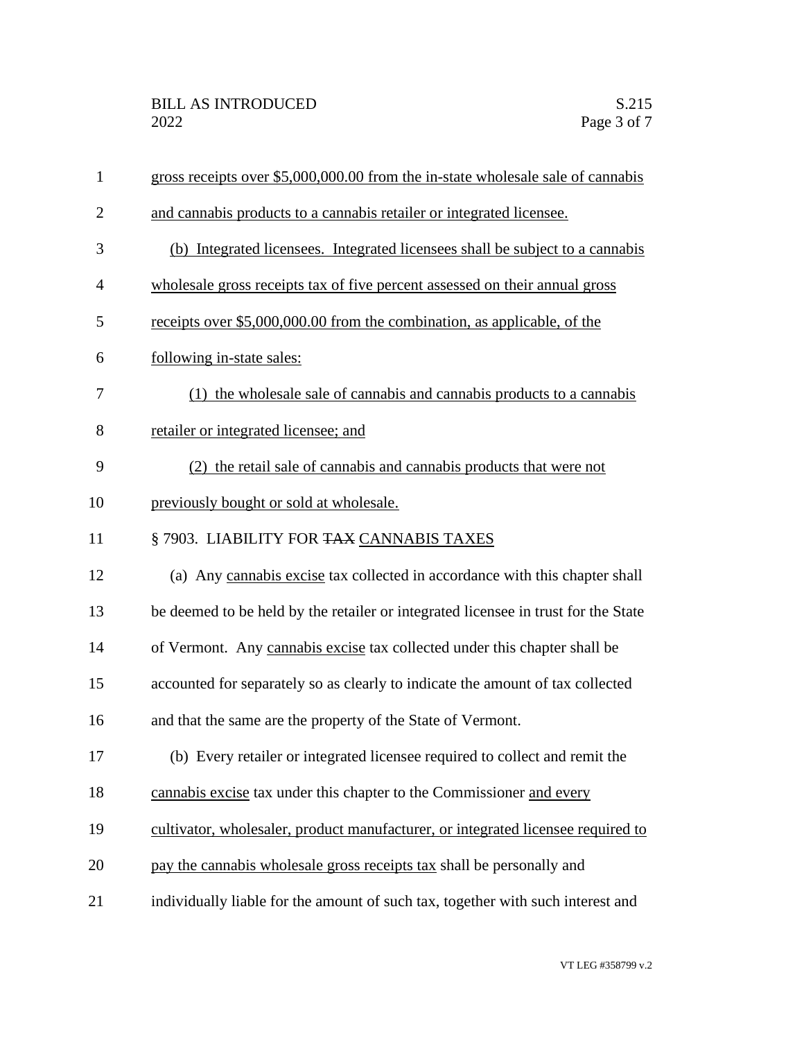gross receipts over \$5,000,000.00 from the in-state wholesale sale of cannabis and cannabis products to a cannabis retailer or integrated licensee.

(b) Integrated licensees. Integrated licensees shall be subject to a cannabis wholesale gross receipts tax of five percent assessed on their annual gross receipts over \$5,000,000.00 from the combination, as applicable, of the following in-state sales:

(1) the wholesale sale of cannabis and cannabis products to a cannabis retailer or integrated licensee; and

(2) the retail sale of cannabis and cannabis products that were not previously bought or sold at wholesale.

§ 7903. LIABILITY FOR ~~TAX~~ CANNABIS TAXES

(a) Any cannabis excise tax collected in accordance with this chapter shall be deemed to be held by the retailer or integrated licensee in trust for the State of Vermont. Any cannabis excise tax collected under this chapter shall be accounted for separately so as clearly to indicate the amount of tax collected and that the same are the property of the State of Vermont.

(b) Every retailer or integrated licensee required to collect and remit the cannabis excise tax under this chapter to the Commissioner and every cultivator, wholesaler, product manufacturer, or integrated licensee required to pay the cannabis wholesale gross receipts tax shall be personally and individually liable for the amount of such tax, together with such interest and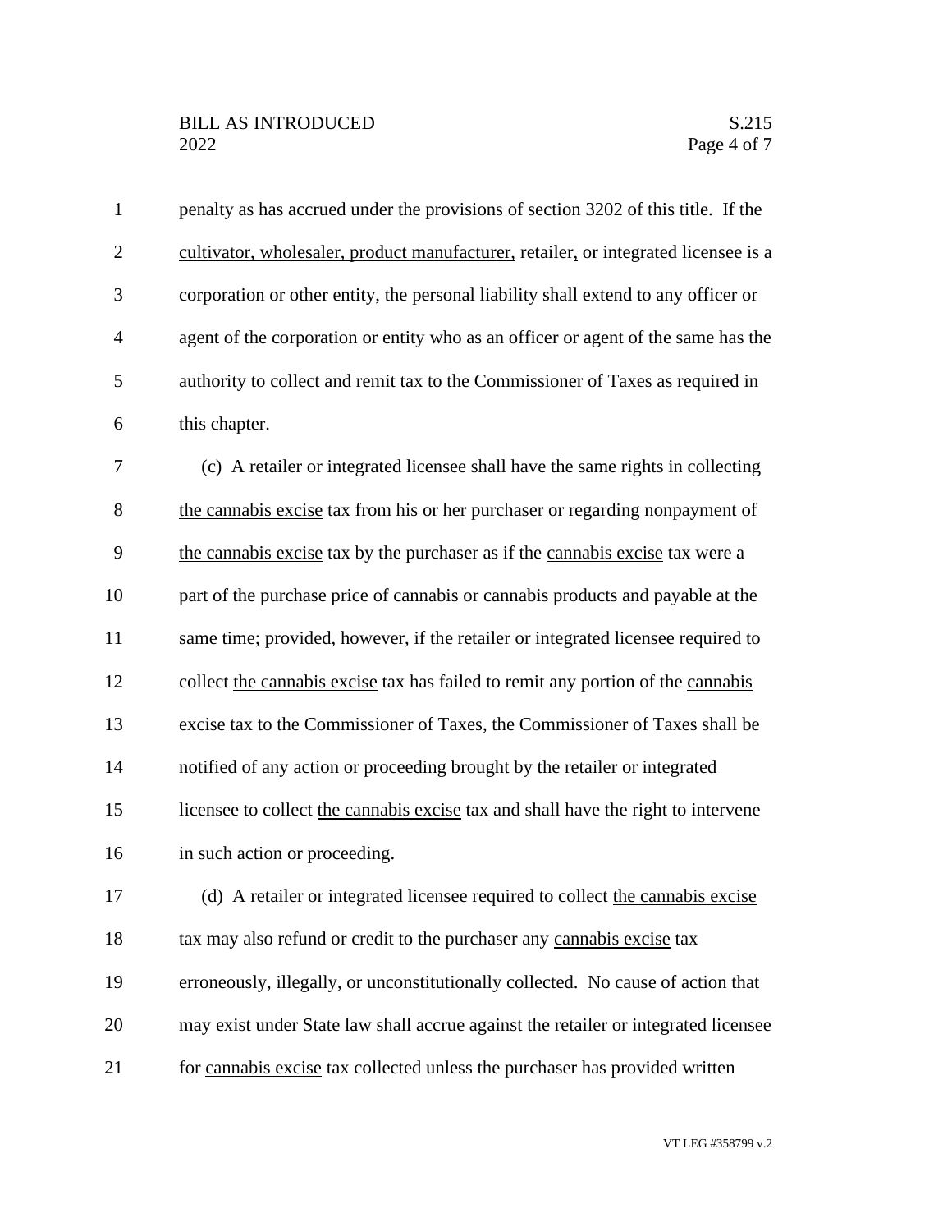penalty as has accrued under the provisions of section 3202 of this title. If the cultivator, wholesaler, product manufacturer, retailer, or integrated licensee is a corporation or other entity, the personal liability shall extend to any officer or agent of the corporation or entity who as an officer or agent of the same has the authority to collect and remit tax to the Commissioner of Taxes as required in this chapter.

(c) A retailer or integrated licensee shall have the same rights in collecting the cannabis excise tax from his or her purchaser or regarding nonpayment of the cannabis excise tax by the purchaser as if the cannabis excise tax were a part of the purchase price of cannabis or cannabis products and payable at the same time; provided, however, if the retailer or integrated licensee required to collect the cannabis excise tax has failed to remit any portion of the cannabis excise tax to the Commissioner of Taxes, the Commissioner of Taxes shall be notified of any action or proceeding brought by the retailer or integrated licensee to collect the cannabis excise tax and shall have the right to intervene in such action or proceeding.

(d) A retailer or integrated licensee required to collect the cannabis excise tax may also refund or credit to the purchaser any cannabis excise tax erroneously, illegally, or unconstitutionally collected. No cause of action that may exist under State law shall accrue against the retailer or integrated licensee for cannabis excise tax collected unless the purchaser has provided written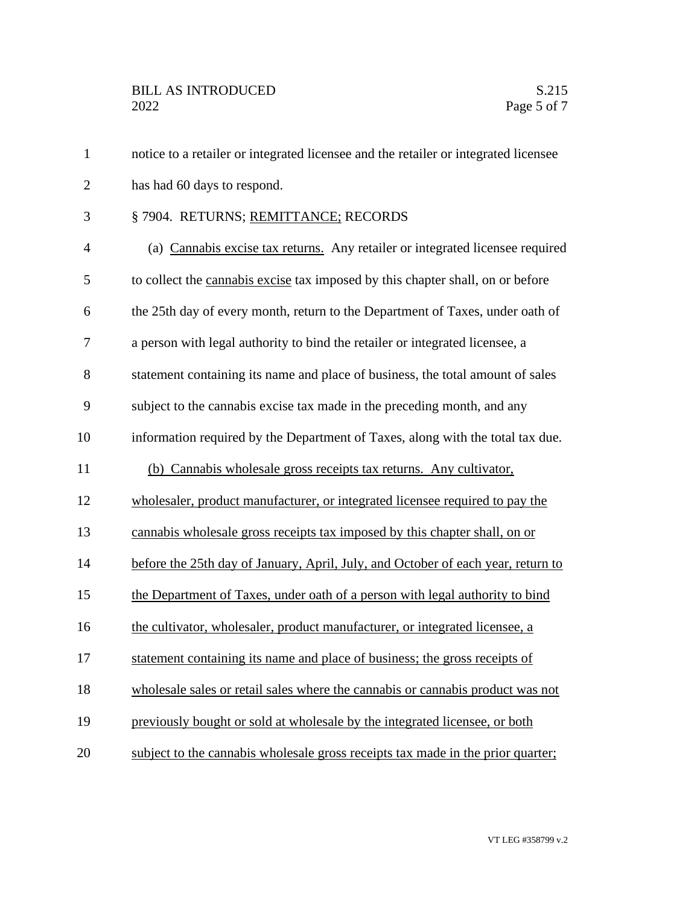notice to a retailer or integrated licensee and the retailer or integrated licensee has had 60 days to respond.

§ 7904. RETURNS; <u>REMITTANCE;</u> RECORDS

(a) <u>Cannabis excise tax returns.</u> Any retailer or integrated licensee required to collect the <u>cannabis excise</u> tax imposed by this chapter shall, on or before the 25th day of every month, return to the Department of Taxes, under oath of a person with legal authority to bind the retailer or integrated licensee, a statement containing its name and place of business, the total amount of sales subject to the cannabis excise tax made in the preceding month, and any information required by the Department of Taxes, along with the total tax due.

<u>(b) Cannabis wholesale gross receipts tax returns. Any cultivator, wholesaler, product manufacturer, or integrated licensee required to pay the cannabis wholesale gross receipts tax imposed by this chapter shall, on or before the 25th day of January, April, July, and October of each year, return to the Department of Taxes, under oath of a person with legal authority to bind the cultivator, wholesaler, product manufacturer, or integrated licensee, a statement containing its name and place of business; the gross receipts of wholesale sales or retail sales where the cannabis or cannabis product was not previously bought or sold at wholesale by the integrated licensee, or both subject to the cannabis wholesale gross receipts tax made in the prior quarter;</u>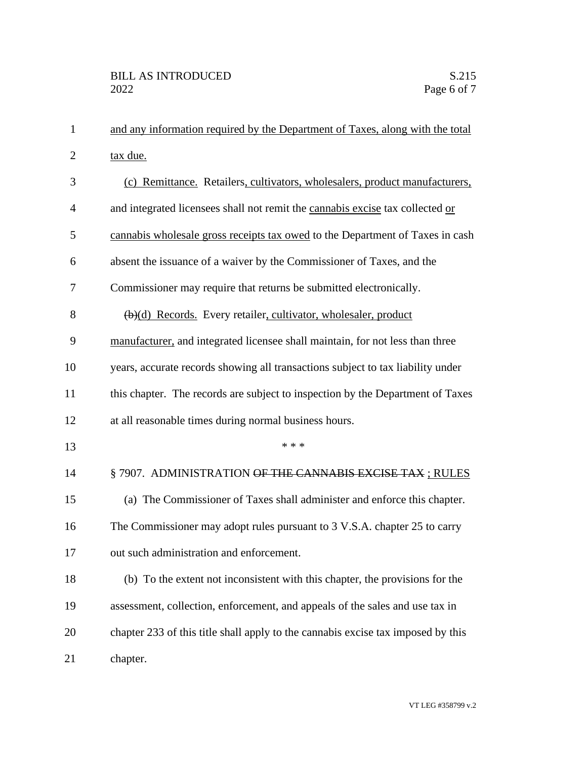and any information required by the Department of Taxes, along with the total tax due.

(c) Remittance. Retailers, cultivators, wholesalers, product manufacturers, and integrated licensees shall not remit the cannabis excise tax collected or cannabis wholesale gross receipts tax owed to the Department of Taxes in cash absent the issuance of a waiver by the Commissioner of Taxes, and the Commissioner may require that returns be submitted electronically.

~~(b)~~(d) Records. Every retailer, cultivator, wholesaler, product manufacturer, and integrated licensee shall maintain, for not less than three years, accurate records showing all transactions subject to tax liability under this chapter. The records are subject to inspection by the Department of Taxes at all reasonable times during normal business hours.

\* \* \*

§ 7907. ADMINISTRATION ~~OF THE CANNABIS EXCISE TAX~~ ; RULES

(a) The Commissioner of Taxes shall administer and enforce this chapter. The Commissioner may adopt rules pursuant to 3 V.S.A. chapter 25 to carry out such administration and enforcement.

(b) To the extent not inconsistent with this chapter, the provisions for the assessment, collection, enforcement, and appeals of the sales and use tax in chapter 233 of this title shall apply to the cannabis excise tax imposed by this chapter.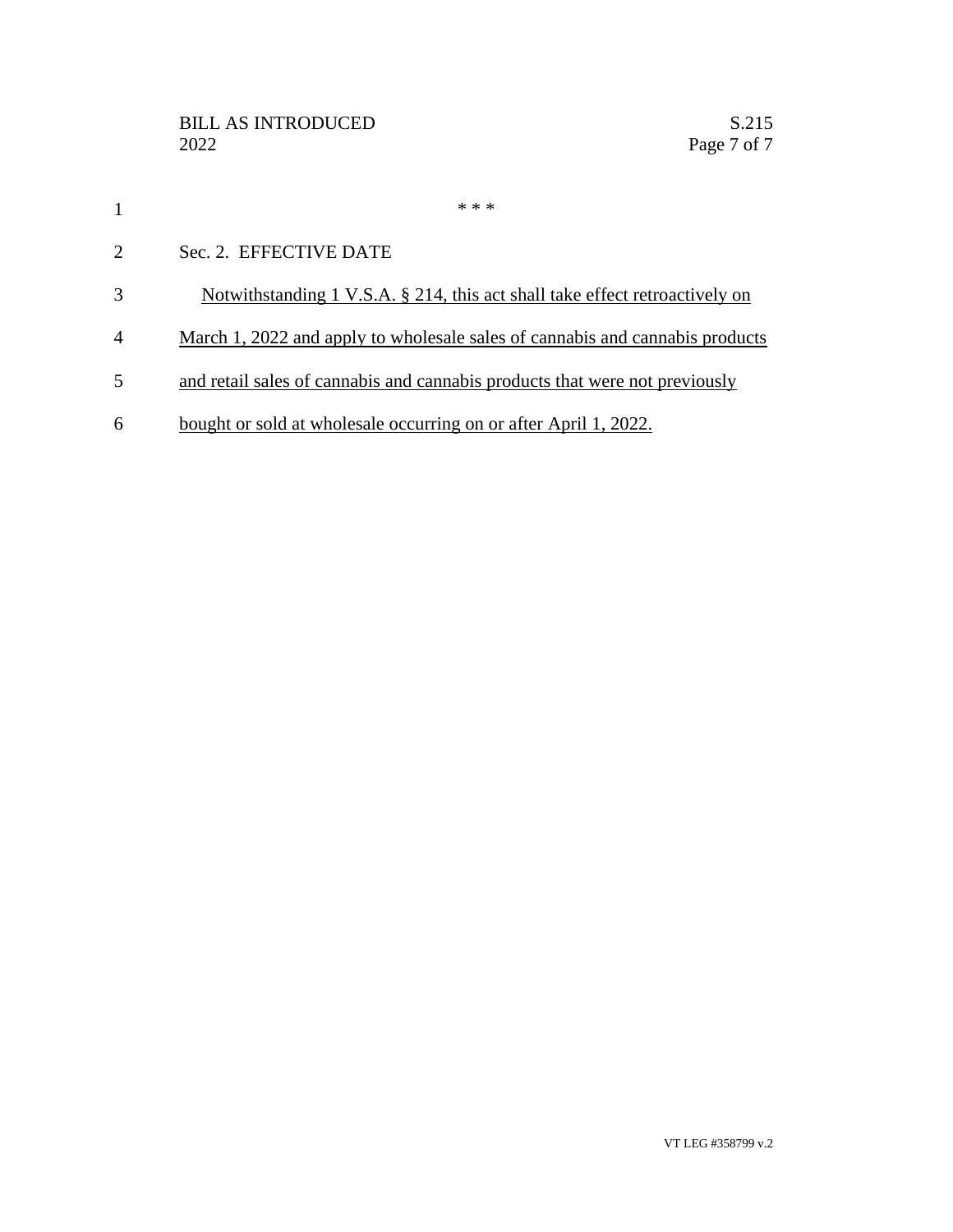\* \* \*

Sec. 2. EFFECTIVE DATE

Notwithstanding 1 V.S.A. § 214, this act shall take effect retroactively on March 1, 2022 and apply to wholesale sales of cannabis and cannabis products and retail sales of cannabis and cannabis products that were not previously bought or sold at wholesale occurring on or after April 1, 2022.